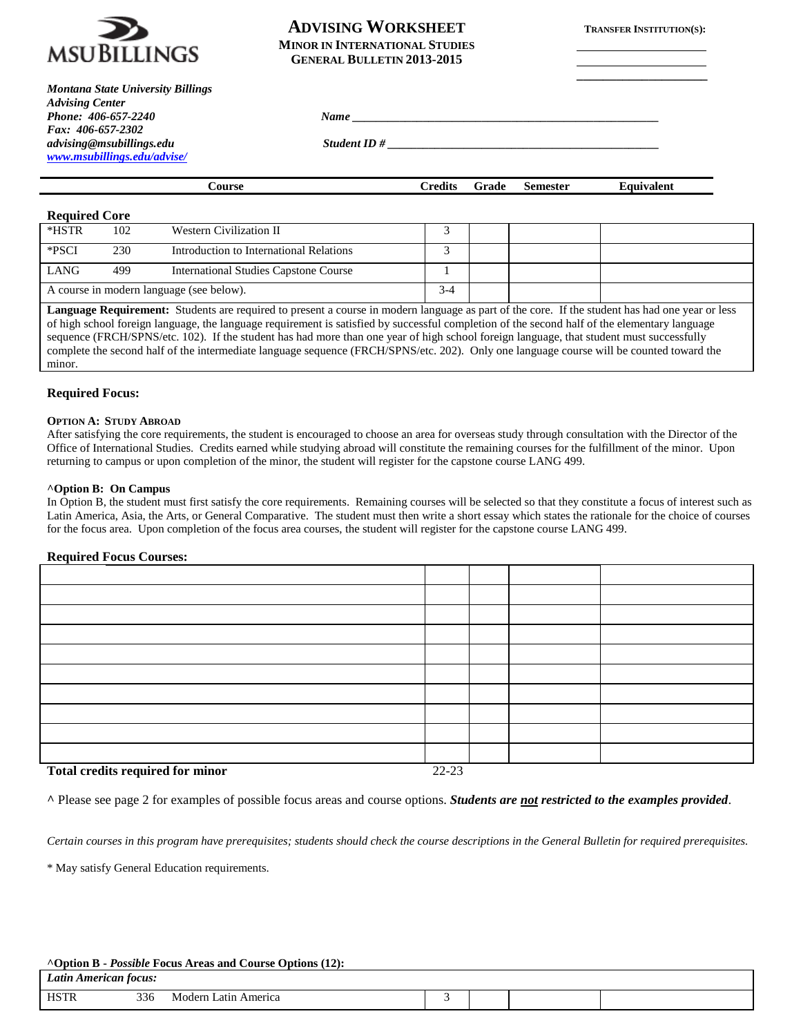MSU BILLINGS

# ADVISING WORKSHEET

**MINOR IN INTERNATIONAL STUDIES**
**GENERAL BULLETIN 2013-2015**

**TRANSFER INSTITUTION(S):**

______________________
______________________
______________________

***Montana State University Billings***
***Advising Center***
***Phone: 406-657-2240***
***Fax: 406-657-2302***
***advising@msubillings.edu***
***www.msubillings.edu/advise/***

***Name*** ______________________________________________

***Student ID #*** _________________________________________

| Course | | | Credits | Grade | Semester | Equivalent |
|---|---|---|---|---|---|---|
| **Required Core** | | | | | | |
| *HSTR | 102 | Western Civilization II | 3 | | | |
| *PSCI | 230 | Introduction to International Relations | 3 | | | |
| LANG | 499 | International Studies Capstone Course | 1 | | | |
| A course in modern language (see below). | | | 3-4 | | | |

**Language Requirement:** Students are required to present a course in modern language as part of the core. If the student has had one year or less of high school foreign language, the language requirement is satisfied by successful completion of the second half of the elementary language sequence (FRCH/SPNS/etc. 102). If the student has had more than one year of high school foreign language, that student must successfully complete the second half of the intermediate language sequence (FRCH/SPNS/etc. 202). Only one language course will be counted toward the minor.

### Required Focus:

**OPTION A: STUDY ABROAD**

After satisfying the core requirements, the student is encouraged to choose an area for overseas study through consultation with the Director of the Office of International Studies. Credits earned while studying abroad will constitute the remaining courses for the fulfillment of the minor. Upon returning to campus or upon completion of the minor, the student will register for the capstone course LANG 499.

**^Option B: On Campus**

In Option B, the student must first satisfy the core requirements. Remaining courses will be selected so that they constitute a focus of interest such as Latin America, Asia, the Arts, or General Comparative. The student must then write a short essay which states the rationale for the choice of courses for the focus area. Upon completion of the focus area courses, the student will register for the capstone course LANG 499.

**Required Focus Courses:**

| Course | Credits | Grade | Semester | Equivalent |
|---|---|---|---|---|
| | | | | |
| | | | | |
| | | | | |
| | | | | |
| | | | | |
| | | | | |
| | | | | |
| | | | | |
| | | | | |
| | | | | |
| **Total credits required for minor** | 22-23 | | | |

^ Please see page 2 for examples of possible focus areas and course options. ***Students are <u>not</u> restricted to the examples provided***.

*Certain courses in this program have prerequisites; students should check the course descriptions in the General Bulletin for required prerequisites.*

\* May satisfy General Education requirements.

**^Option B - *Possible* Focus Areas and Course Options (12):**

| | | | | | | |
|---|---|---|---|---|---|---|
| ***Latin American focus:*** | | | | | | |
| HSTR | 336 | Modern Latin America | 3 | | | |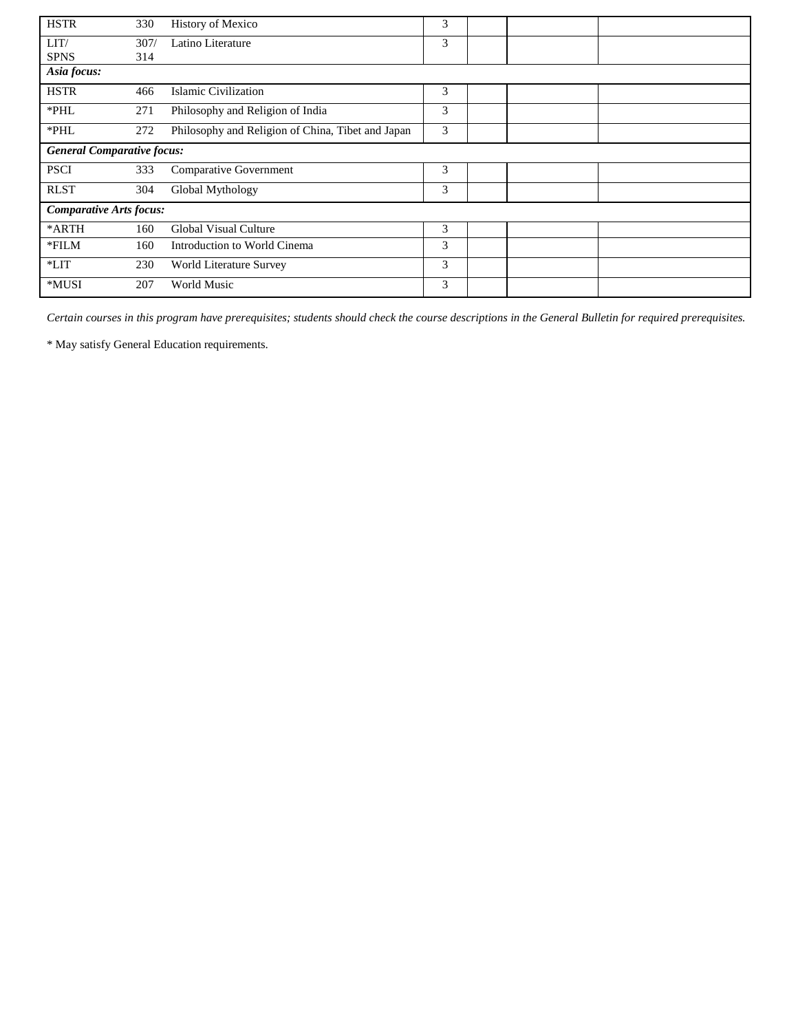| | | | | | | |
|---|---|---|---|---|---|---|
| HSTR | 330 | History of Mexico | 3 | | | |
| LIT/ SPNS | 307/ 314 | Latino Literature | 3 | | | |
| ***Asia focus:*** | | | | | | |
| HSTR | 466 | Islamic Civilization | 3 | | | |
| *PHL | 271 | Philosophy and Religion of India | 3 | | | |
| *PHL | 272 | Philosophy and Religion of China, Tibet and Japan | 3 | | | |
| ***General Comparative focus:*** | | | | | | |
| PSCI | 333 | Comparative Government | 3 | | | |
| RLST | 304 | Global Mythology | 3 | | | |
| ***Comparative Arts focus:*** | | | | | | |
| *ARTH | 160 | Global Visual Culture | 3 | | | |
| *FILM | 160 | Introduction to World Cinema | 3 | | | |
| *LIT | 230 | World Literature Survey | 3 | | | |
| *MUSI | 207 | World Music | 3 | | | |

*Certain courses in this program have prerequisites; students should check the course descriptions in the General Bulletin for required prerequisites.*

\* May satisfy General Education requirements.